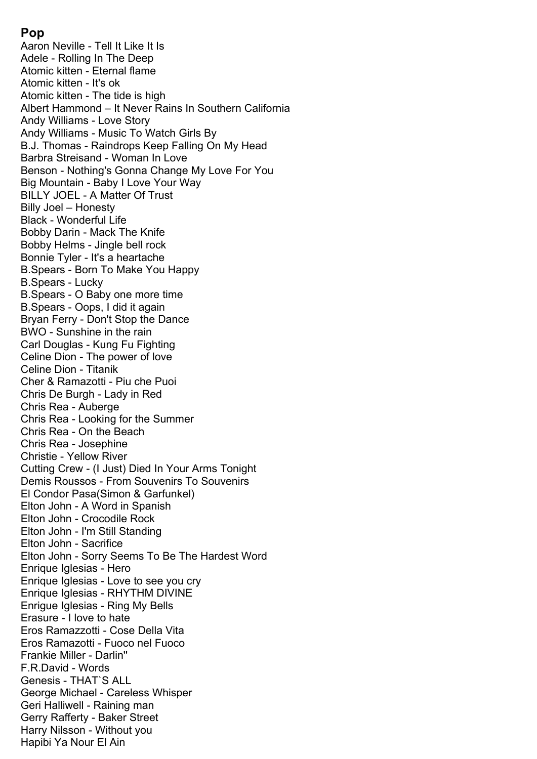## Pop

Aaron Neville - Tell It Like It Is
Adele - Rolling In The Deep
Atomic kitten - Eternal flame
Atomic kitten - It's ok
Atomic kitten - The tide is high
Albert Hammond – It Never Rains In Southern California
Andy Williams - Love Story
Andy Williams - Music To Watch Girls By
B.J. Thomas - Raindrops Keep Falling On My Head
Barbra Streisand - Woman In Love
Benson - Nothing's Gonna Change My Love For You
Big Mountain - Baby I Love Your Way
BILLY JOEL - A Matter Of Trust
Billy Joel – Honesty
Black - Wonderful Life
Bobby Darin - Mack The Knife
Bobby Helms - Jingle bell rock
Bonnie Tyler - It's a heartache
B.Spears - Born To Make You Happy
B.Spears - Lucky
B.Spears - O Baby one more time
B.Spears - Oops, I did it again
Bryan Ferry - Don't Stop the Dance
BWO - Sunshine in the rain
Carl Douglas - Kung Fu Fighting
Celine Dion - The power of love
Celine Dion - Titanik
Cher & Ramazotti - Piu che Puoi
Chris De Burgh - Lady in Red
Chris Rea - Auberge
Chris Rea - Looking for the Summer
Chris Rea - On the Beach
Chris Rea - Josephine
Christie - Yellow River
Cutting Crew - (I Just) Died In Your Arms Tonight
Demis Roussos - From Souvenirs To Souvenirs
El Condor Pasa(Simon & Garfunkel)
Elton John - A Word in Spanish
Elton John - Crocodile Rock
Elton John - I'm Still Standing
Elton John - Sacrifice
Elton John - Sorry Seems To Be The Hardest Word
Enrique Iglesias - Hero
Enrique Iglesias - Love to see you cry
Enrique Iglesias - RHYTHM DIVINE
Enrigue Iglesias - Ring My Bells
Erasure - I love to hate
Eros Ramazzotti - Cose Della Vita
Eros Ramazotti - Fuoco nel Fuoco
Frankie Miller - Darlin''
F.R.David - Words
Genesis - THAT`S ALL
George Michael - Careless Whisper
Geri Halliwell - Raining man
Gerry Rafferty - Baker Street
Harry Nilsson - Without you
Hapibi Ya Nour El Ain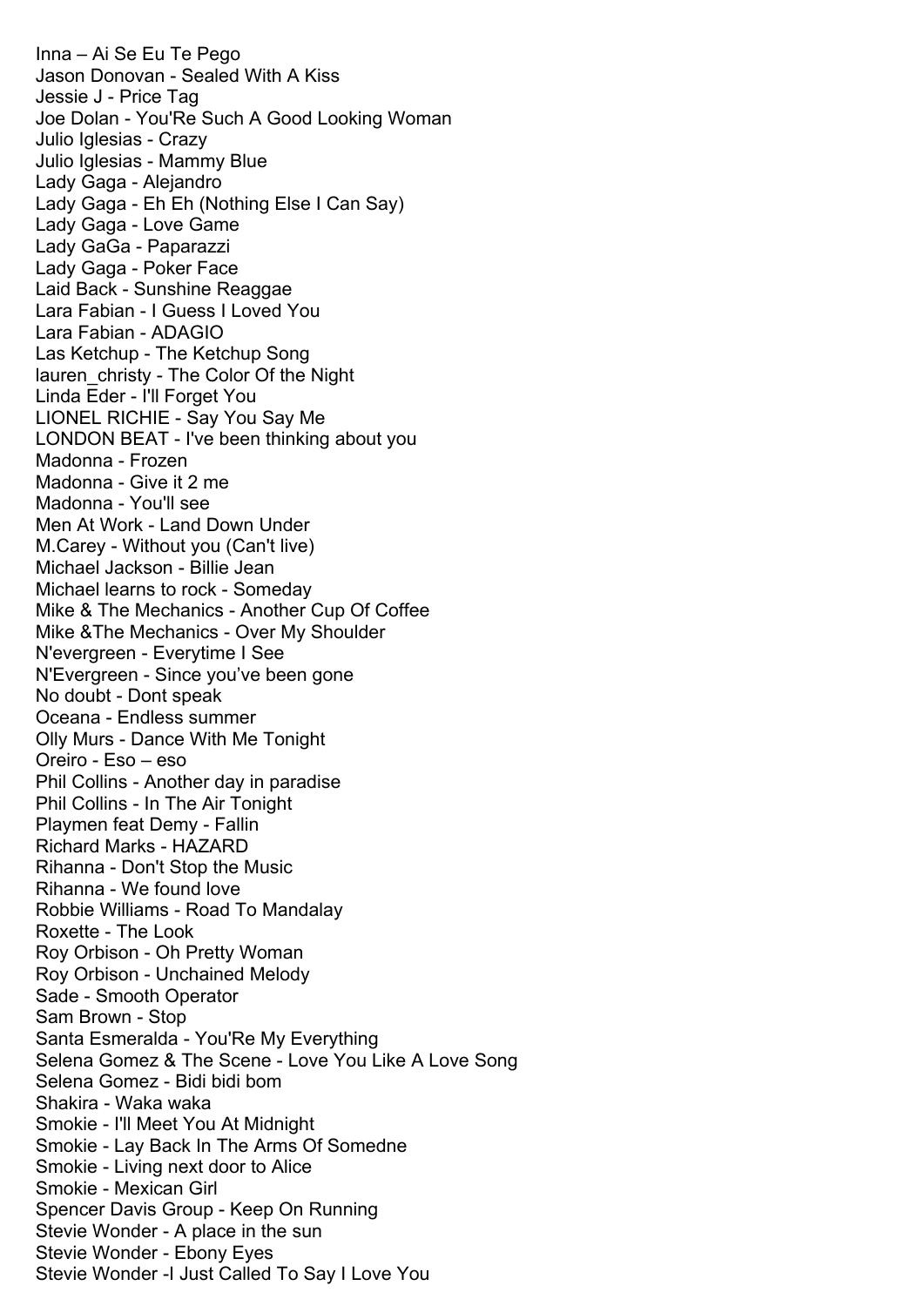Inna – Ai Se Eu Te Pego
Jason Donovan - Sealed With A Kiss
Jessie J - Price Tag
Joe Dolan - You'Re Such A Good Looking Woman
Julio Iglesias - Crazy
Julio Iglesias - Mammy Blue
Lady Gaga - Alejandro
Lady Gaga - Eh Eh (Nothing Else I Can Say)
Lady Gaga - Love Game
Lady GaGa - Paparazzi
Lady Gaga - Poker Face
Laid Back - Sunshine Reaggae
Lara Fabian - I Guess I Loved You
Lara Fabian - ADAGIO
Las Ketchup - The Ketchup Song
lauren_christy - The Color Of the Night
Linda Eder - I'll Forget You
LIONEL RICHIE - Say You Say Me
LONDON BEAT - I've been thinking about you
Madonna - Frozen
Madonna - Give it 2 me
Madonna - You'll see
Men At Work - Land Down Under
M.Carey - Without you (Can't live)
Michael Jackson - Billie Jean
Michael learns to rock - Someday
Mike & The Mechanics - Another Cup Of Coffee
Mike &The Mechanics - Over My Shoulder
N'evergreen - Everytime I See
N'Evergreen - Since you've been gone
No doubt - Dont speak
Oceana - Endless summer
Olly Murs - Dance With Me Tonight
Oreiro - Eso – eso
Phil Collins - Another day in paradise
Phil Collins - In The Air Tonight
Playmen feat Demy - Fallin
Richard Marks - HAZARD
Rihanna - Don't Stop the Music
Rihanna - We found love
Robbie Williams - Road To Mandalay
Roxette - The Look
Roy Orbison - Oh Pretty Woman
Roy Orbison - Unchained Melody
Sade - Smooth Operator
Sam Brown - Stop
Santa Esmeralda - You'Re My Everything
Selena Gomez & The Scene - Love You Like A Love Song
Selena Gomez - Bidi bidi bom
Shakira - Waka waka
Smokie - I'll Meet You At Midnight
Smokie - Lay Back In The Arms Of Somedne
Smokie - Living next door to Alice
Smokie - Mexican Girl
Spencer Davis Group - Keep On Running
Stevie Wonder - A place in the sun
Stevie Wonder - Ebony Eyes
Stevie Wonder -I Just Called To Say I Love You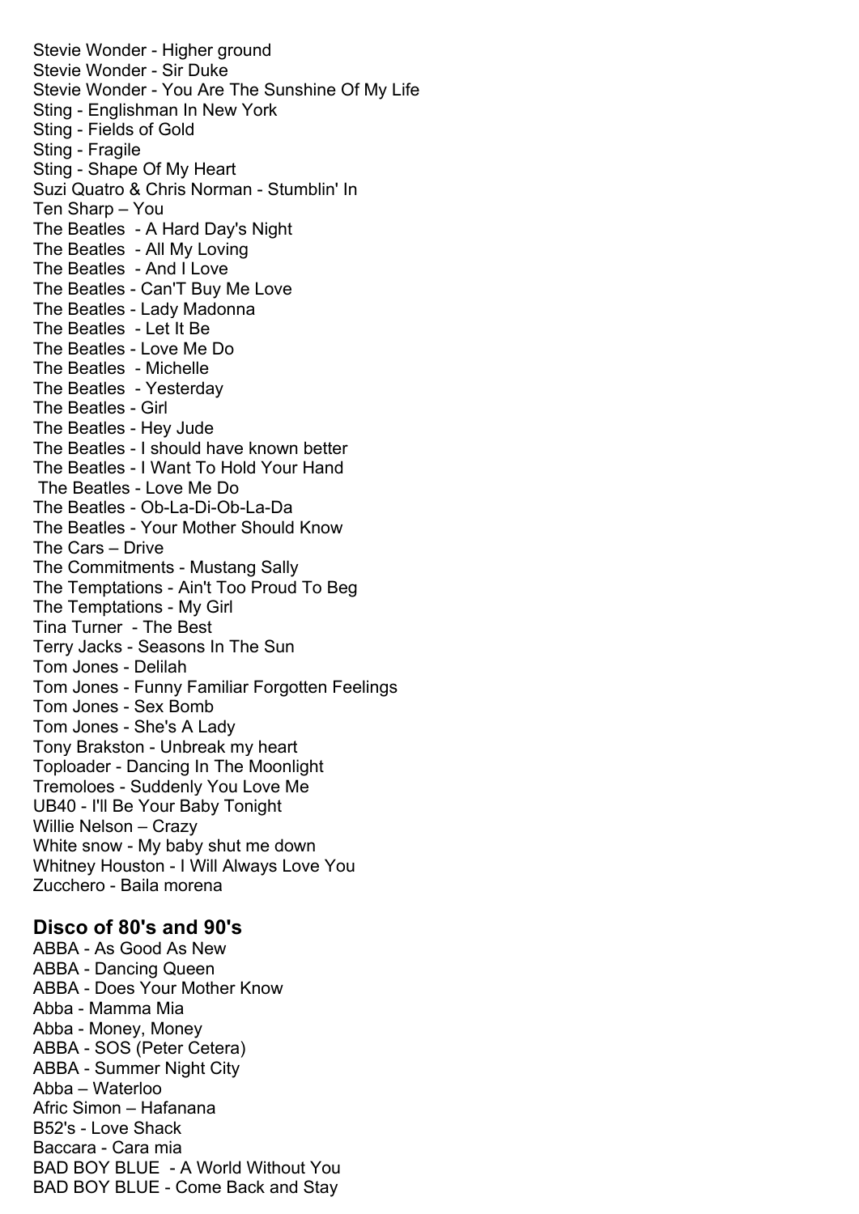Stevie Wonder - Higher ground
Stevie Wonder - Sir Duke
Stevie Wonder - You Are The Sunshine Of My Life
Sting - Englishman In New York
Sting - Fields of Gold
Sting - Fragile
Sting - Shape Of My Heart
Suzi Quatro & Chris Norman - Stumblin' In
Ten Sharp – You
The Beatles - A Hard Day's Night
The Beatles - All My Loving
The Beatles - And I Love
The Beatles - Can'T Buy Me Love
The Beatles - Lady Madonna
The Beatles - Let It Be
The Beatles - Love Me Do
The Beatles - Michelle
The Beatles - Yesterday
The Beatles - Girl
The Beatles - Hey Jude
The Beatles - I should have known better
The Beatles - I Want To Hold Your Hand
The Beatles - Love Me Do
The Beatles - Ob-La-Di-Ob-La-Da
The Beatles - Your Mother Should Know
The Cars – Drive
The Commitments - Mustang Sally
The Temptations - Ain't Too Proud To Beg
The Temptations - My Girl
Tina Turner - The Best
Terry Jacks - Seasons In The Sun
Tom Jones - Delilah
Tom Jones - Funny Familiar Forgotten Feelings
Tom Jones - Sex Bomb
Tom Jones - She's A Lady
Tony Brakston - Unbreak my heart
Toploader - Dancing In The Moonlight
Tremoloes - Suddenly You Love Me
UB40 - I'll Be Your Baby Tonight
Willie Nelson – Crazy
White snow - My baby shut me down
Whitney Houston - I Will Always Love You
Zucchero - Baila morena

## Disco of 80's and 90's

ABBA - As Good As New
ABBA - Dancing Queen
ABBA - Does Your Mother Know
Abba - Mamma Mia
Abba - Money, Money
ABBA - SOS (Peter Cetera)
ABBA - Summer Night City
Abba – Waterloo
Afric Simon – Hafanana
B52's - Love Shack
Baccara - Cara mia
BAD BOY BLUE - A World Without You
BAD BOY BLUE - Come Back and Stay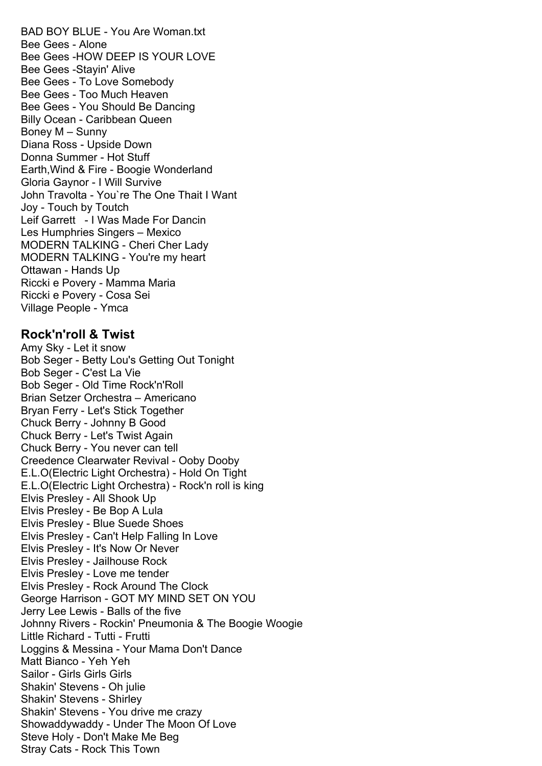BAD BOY BLUE - You Are Woman.txt
Bee Gees - Alone
Bee Gees -HOW DEEP IS YOUR LOVE
Bee Gees -Stayin' Alive
Bee Gees - To Love Somebody
Bee Gees - Too Much Heaven
Bee Gees - You Should Be Dancing
Billy Ocean - Caribbean Queen
Boney M – Sunny
Diana Ross - Upside Down
Donna Summer - Hot Stuff
Earth,Wind & Fire - Boogie Wonderland
Gloria Gaynor - I Will Survive
John Travolta - You`re The One Thait I Want
Joy - Touch by Toutch
Leif Garrett - I Was Made For Dancin
Les Humphries Singers – Mexico
MODERN TALKING - Cheri Cher Lady
MODERN TALKING - You're my heart
Ottawan - Hands Up
Riccki e Povery - Mamma Maria
Riccki e Povery - Cosa Sei
Village People - Ymca

## Rock'n'roll & Twist

Amy Sky - Let it snow
Bob Seger - Betty Lou's Getting Out Tonight
Bob Seger - C'est La Vie
Bob Seger - Old Time Rock'n'Roll
Brian Setzer Orchestra – Americano
Bryan Ferry - Let's Stick Together
Chuck Berry - Johnny B Good
Chuck Berry - Let's Twist Again
Chuck Berry - You never can tell
Creedence Clearwater Revival - Ooby Dooby
E.L.O(Electric Light Orchestra) - Hold On Tight
E.L.O(Electric Light Orchestra) - Rock'n roll is king
Elvis Presley - All Shook Up
Elvis Presley - Be Bop A Lula
Elvis Presley - Blue Suede Shoes
Elvis Presley - Can't Help Falling In Love
Elvis Presley - It's Now Or Never
Elvis Presley - Jailhouse Rock
Elvis Presley - Love me tender
Elvis Presley - Rock Around The Clock
George Harrison - GOT MY MIND SET ON YOU
Jerry Lee Lewis - Balls of the five
Johnny Rivers - Rockin' Pneumonia & The Boogie Woogie
Little Richard - Tutti - Frutti
Loggins & Messina - Your Mama Don't Dance
Matt Bianco - Yeh Yeh
Sailor - Girls Girls Girls
Shakin' Stevens - Oh julie
Shakin' Stevens - Shirley
Shakin' Stevens - You drive me crazy
Showaddywaddy - Under The Moon Of Love
Steve Holy - Don't Make Me Beg
Stray Cats - Rock This Town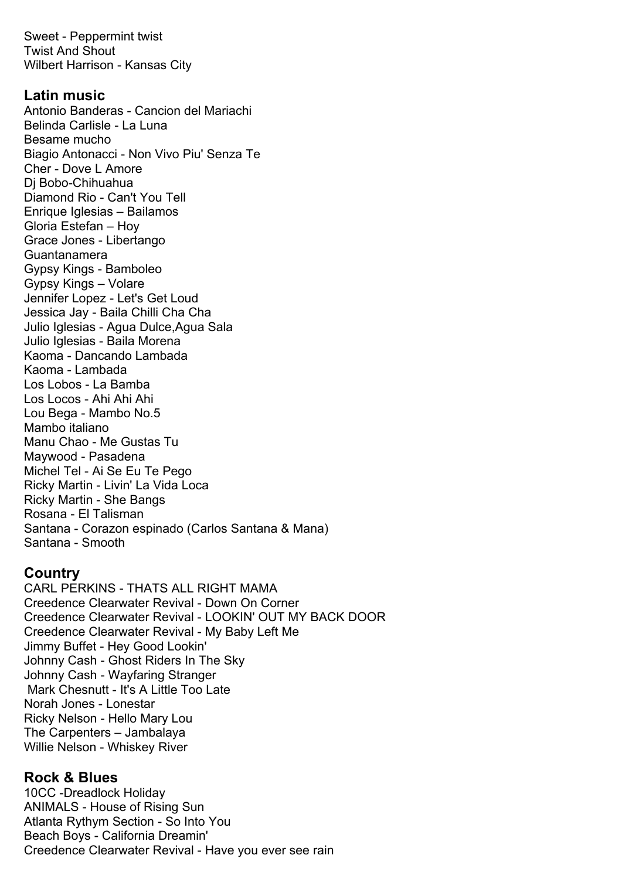Sweet - Peppermint twist
Twist And Shout
Wilbert Harrison - Kansas City

## Latin music

Antonio Banderas - Cancion del Mariachi
Belinda Carlisle - La Luna
Besame mucho
Biagio Antonacci - Non Vivo Piu' Senza Te
Cher - Dove L Amore
Dj Bobo-Chihuahua
Diamond Rio - Can't You Tell
Enrique Iglesias – Bailamos
Gloria Estefan – Hoy
Grace Jones - Libertango
Guantanamera
Gypsy Kings - Bamboleo
Gypsy Kings – Volare
Jennifer Lopez - Let's Get Loud
Jessica Jay - Baila Chilli Cha Cha
Julio Iglesias - Agua Dulce,Agua Sala
Julio Iglesias - Baila Morena
Kaoma - Dancando Lambada
Kaoma - Lambada
Los Lobos - La Bamba
Los Locos - Ahi Ahi Ahi
Lou Bega - Mambo No.5
Mambo italiano
Manu Chao - Me Gustas Tu
Maywood - Pasadena
Michel Tel - Ai Se Eu Te Pego
Ricky Martin - Livin' La Vida Loca
Ricky Martin - She Bangs
Rosana - El Talisman
Santana - Corazon espinado (Carlos Santana & Mana)
Santana - Smooth

## Country

CARL PERKINS - THATS ALL RIGHT MAMA
Creedence Clearwater Revival - Down On Corner
Creedence Clearwater Revival - LOOKIN' OUT MY BACK DOOR
Creedence Clearwater Revival - My Baby Left Me
Jimmy Buffet - Hey Good Lookin'
Johnny Cash - Ghost Riders In The Sky
Johnny Cash - Wayfaring Stranger
Mark Chesnutt - It's A Little Too Late
Norah Jones - Lonestar
Ricky Nelson - Hello Mary Lou
The Carpenters – Jambalaya
Willie Nelson - Whiskey River

## Rock & Blues

10CC -Dreadlock Holiday
ANIMALS - House of Rising Sun
Atlanta Rythym Section - So Into You
Beach Boys - California Dreamin'
Creedence Clearwater Revival - Have you ever see rain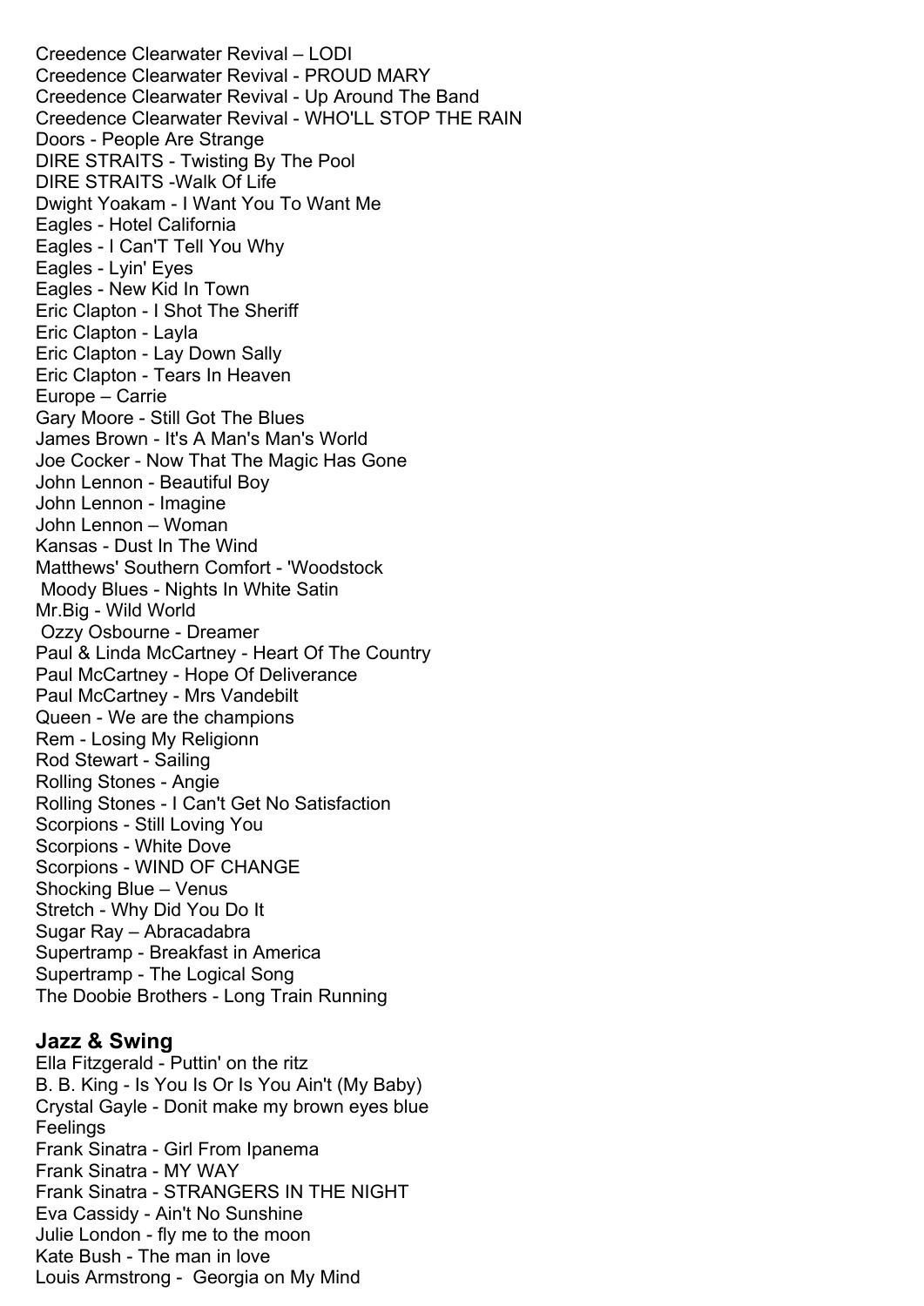Creedence Clearwater Revival – LODI
Creedence Clearwater Revival - PROUD MARY
Creedence Clearwater Revival - Up Around The Band
Creedence Clearwater Revival - WHO'LL STOP THE RAIN
Doors - People Are Strange
DIRE STRAITS - Twisting By The Pool
DIRE STRAITS -Walk Of Life
Dwight Yoakam - I Want You To Want Me
Eagles - Hotel California
Eagles - I Can'T Tell You Why
Eagles - Lyin' Eyes
Eagles - New Kid In Town
Eric Clapton - I Shot The Sheriff
Eric Clapton - Layla
Eric Clapton - Lay Down Sally
Eric Clapton - Tears In Heaven
Europe – Carrie
Gary Moore - Still Got The Blues
James Brown - It's A Man's Man's World
Joe Cocker - Now That The Magic Has Gone
John Lennon - Beautiful Boy
John Lennon - Imagine
John Lennon – Woman
Kansas - Dust In The Wind
Matthews' Southern Comfort - 'Woodstock
Moody Blues - Nights In White Satin
Mr.Big - Wild World
Ozzy Osbourne - Dreamer
Paul & Linda McCartney - Heart Of The Country
Paul McCartney - Hope Of Deliverance
Paul McCartney - Mrs Vandebilt
Queen - We are the champions
Rem - Losing My Religionn
Rod Stewart - Sailing
Rolling Stones - Angie
Rolling Stones - I Can't Get No Satisfaction
Scorpions - Still Loving You
Scorpions - White Dove
Scorpions - WIND OF CHANGE
Shocking Blue – Venus
Stretch - Why Did You Do It
Sugar Ray – Abracadabra
Supertramp - Breakfast in America
Supertramp - The Logical Song
The Doobie Brothers - Long Train Running

## Jazz & Swing

Ella Fitzgerald - Puttin' on the ritz
B. B. King - Is You Is Or Is You Ain't (My Baby)
Crystal Gayle - Donit make my brown eyes blue
Feelings
Frank Sinatra - Girl From Ipanema
Frank Sinatra - MY WAY
Frank Sinatra - STRANGERS IN THE NIGHT
Eva Cassidy - Ain't No Sunshine
Julie London - fly me to the moon
Kate Bush - The man in love
Louis Armstrong - Georgia on My Mind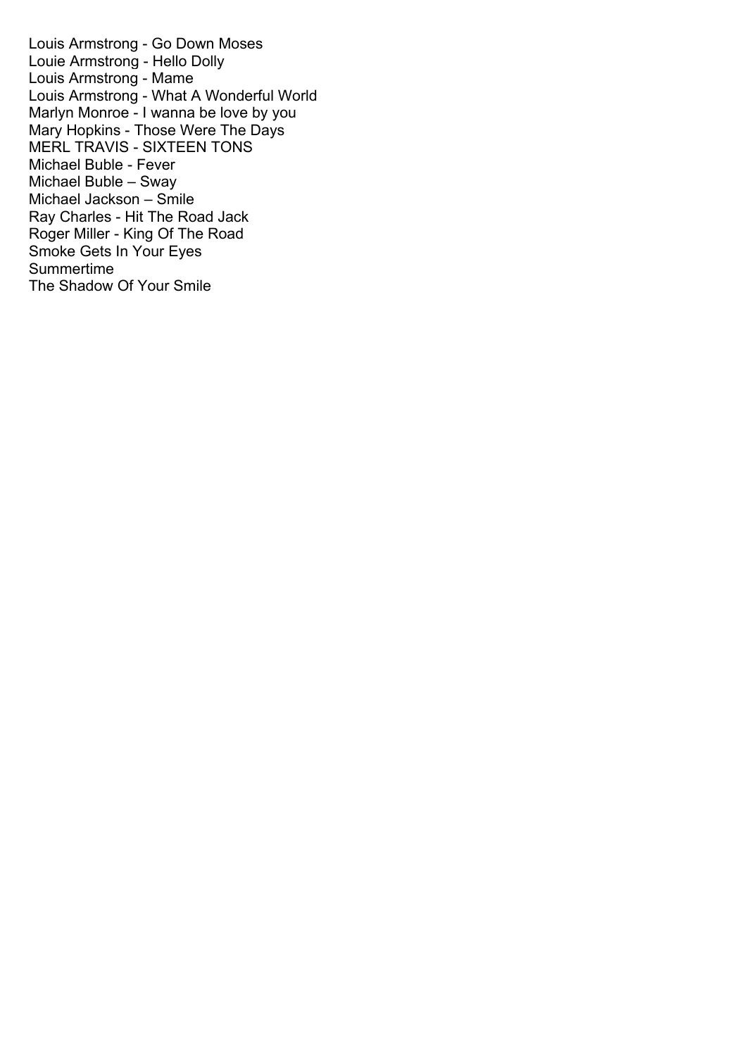Louis Armstrong - Go Down Moses
Louie Armstrong - Hello Dolly
Louis Armstrong - Mame
Louis Armstrong - What A Wonderful World
Marlyn Monroe - I wanna be love by you
Mary Hopkins - Those Were The Days
MERL TRAVIS - SIXTEEN TONS
Michael Buble - Fever
Michael Buble – Sway
Michael Jackson – Smile
Ray Charles - Hit The Road Jack
Roger Miller - King Of The Road
Smoke Gets In Your Eyes
Summertime
The Shadow Of Your Smile